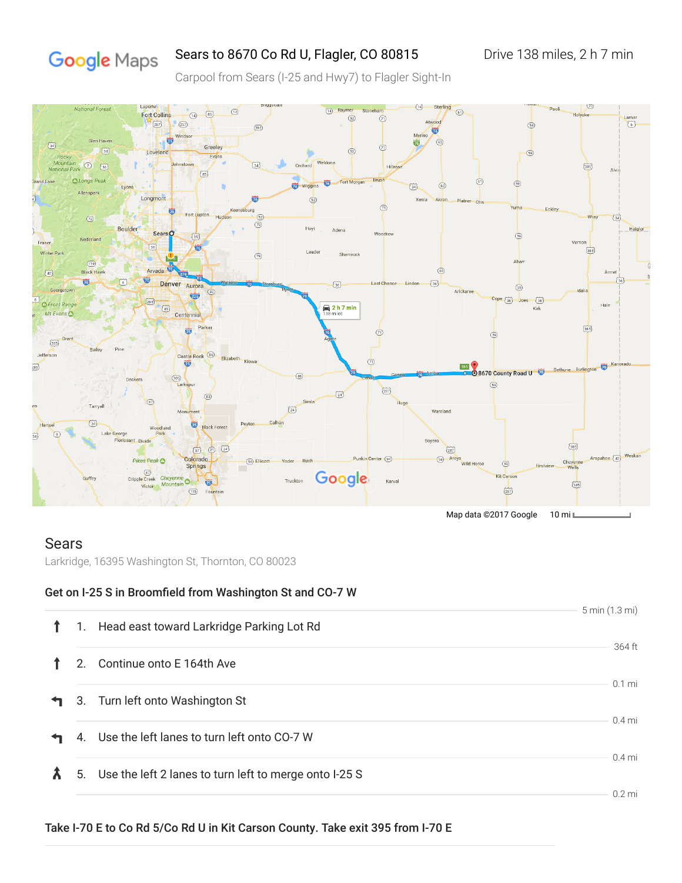# Sears to 8670 Co Rd U, Flagler, CO 80815

Drive 138 miles, 2 h 7 min

Carpool from Sears (I-25 and Hwy7) to Flagler Sight-In

Map data ©2017 Google 10 mi

## Sears

Larkridge, 16395 Washington St, Thornton, CO 80023

### Get on I-25 S in Broomfield from Washington St and CO-7 W

5 min (1.3 mi)

1. Head east toward Larkridge Parking Lot Rd

   364 ft

2. Continue onto E 164th Ave

   0.1 mi

3. Turn left onto Washington St

   0.4 mi

4. Use the left lanes to turn left onto CO-7 W

   0.4 mi

5. Use the left 2 lanes to turn left to merge onto I-25 S

   0.2 mi

### Take I-70 E to Co Rd 5/Co Rd U in Kit Carson County. Take exit 395 from I-70 E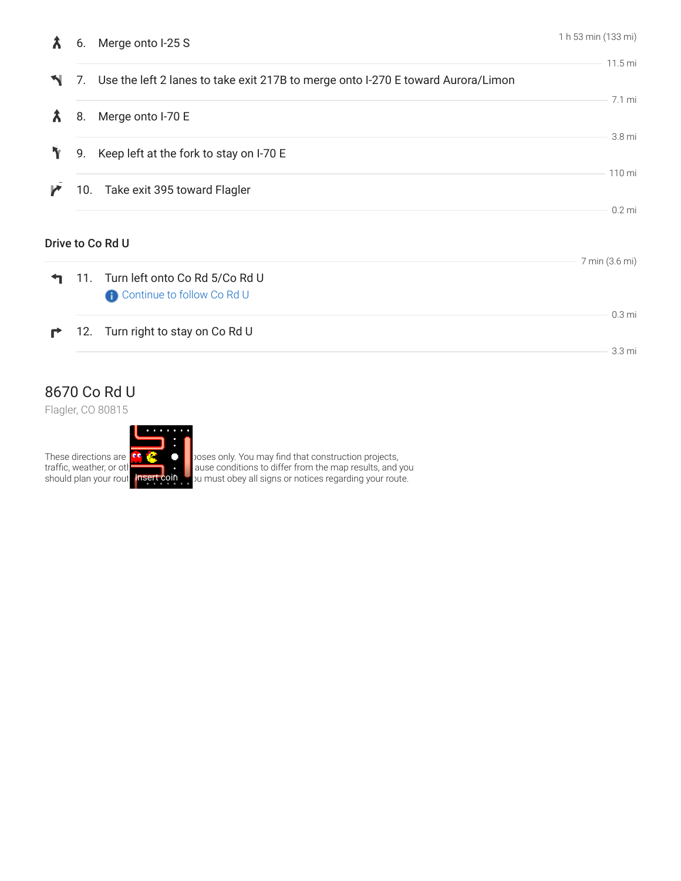6. Merge onto I-25 S

1 h 53 min (133 mi)

11.5 mi

7. Use the left 2 lanes to take exit 217B to merge onto I-270 E toward Aurora/Limon

7.1 mi

8. Merge onto I-70 E

3.8 mi

9. Keep left at the fork to stay on I-70 E

110 mi

10. Take exit 395 toward Flagler

0.2 mi

### Drive to Co Rd U

7 min (3.6 mi)

11. Turn left onto Co Rd 5/Co Rd U
    Continue to follow Co Rd U

0.3 mi

12. Turn right to stay on Co Rd U

3.3 mi

## 8670 Co Rd U

Flagler, CO 80815

These directions are [...]oses only. You may find that construction projects, traffic, weather, or ot[...]ause conditions to differ from the map results, and you should plan your rout[...]u must obey all signs or notices regarding your route.